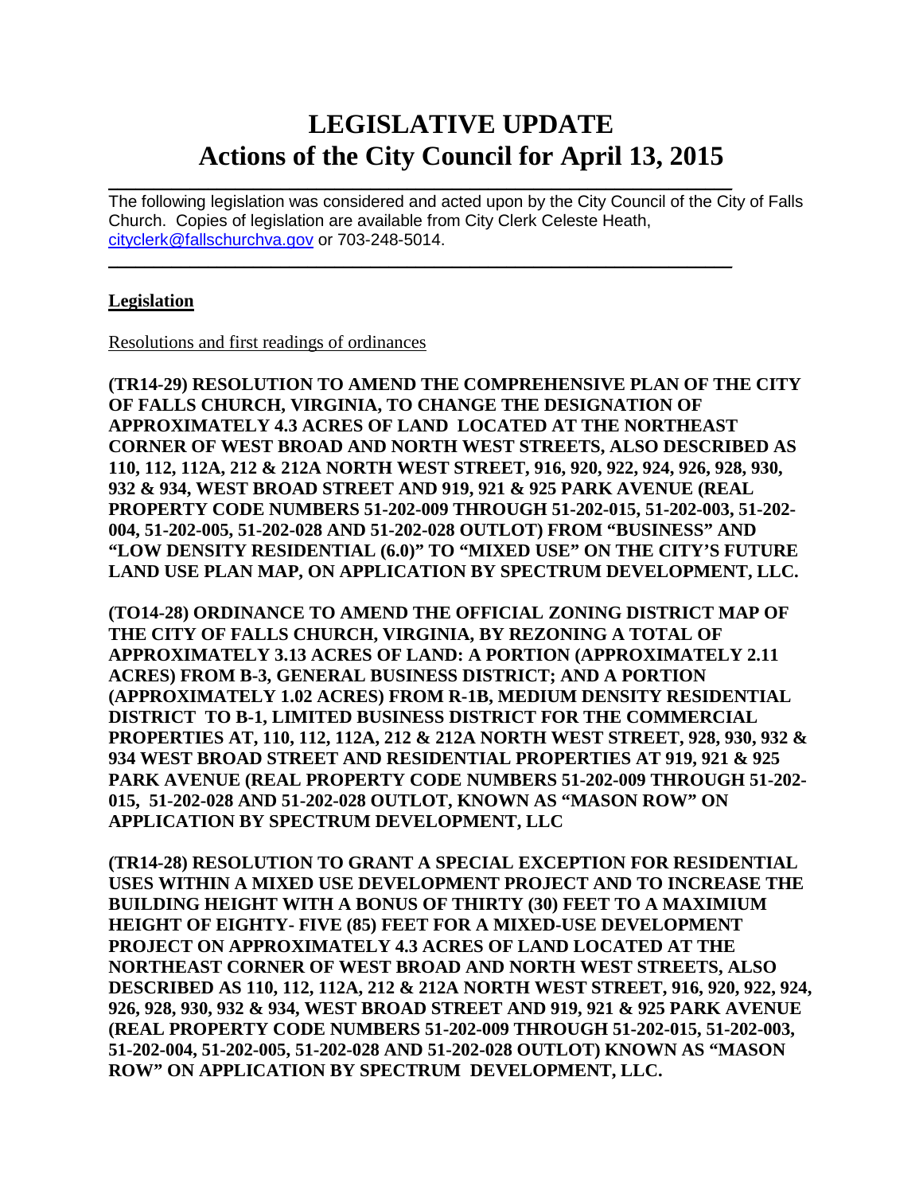# LEGISLATIVE UPDATE
# Actions of the City Council for April 13, 2015

---

The following legislation was considered and acted upon by the City Council of the City of Falls Church. Copies of legislation are available from City Clerk Celeste Heath, cityclerk@fallschurchva.gov or 703-248-5014.

---

**Legislation**

Resolutions and first readings of ordinances

**(TR14-29) RESOLUTION TO AMEND THE COMPREHENSIVE PLAN OF THE CITY OF FALLS CHURCH, VIRGINIA, TO CHANGE THE DESIGNATION OF APPROXIMATELY 4.3 ACRES OF LAND LOCATED AT THE NORTHEAST CORNER OF WEST BROAD AND NORTH WEST STREETS, ALSO DESCRIBED AS 110, 112, 112A, 212 & 212A NORTH WEST STREET, 916, 920, 922, 924, 926, 928, 930, 932 & 934, WEST BROAD STREET AND 919, 921 & 925 PARK AVENUE (REAL PROPERTY CODE NUMBERS 51-202-009 THROUGH 51-202-015, 51-202-003, 51-202-004, 51-202-005, 51-202-028 AND 51-202-028 OUTLOT) FROM "BUSINESS" AND "LOW DENSITY RESIDENTIAL (6.0)" TO "MIXED USE" ON THE CITY'S FUTURE LAND USE PLAN MAP, ON APPLICATION BY SPECTRUM DEVELOPMENT, LLC.**

**(TO14-28) ORDINANCE TO AMEND THE OFFICIAL ZONING DISTRICT MAP OF THE CITY OF FALLS CHURCH, VIRGINIA, BY REZONING A TOTAL OF APPROXIMATELY 3.13 ACRES OF LAND: A PORTION (APPROXIMATELY 2.11 ACRES) FROM B-3, GENERAL BUSINESS DISTRICT; AND A PORTION (APPROXIMATELY 1.02 ACRES) FROM R-1B, MEDIUM DENSITY RESIDENTIAL DISTRICT TO B-1, LIMITED BUSINESS DISTRICT FOR THE COMMERCIAL PROPERTIES AT, 110, 112, 112A, 212 & 212A NORTH WEST STREET, 928, 930, 932 & 934 WEST BROAD STREET AND RESIDENTIAL PROPERTIES AT 919, 921 & 925 PARK AVENUE (REAL PROPERTY CODE NUMBERS 51-202-009 THROUGH 51-202-015, 51-202-028 AND 51-202-028 OUTLOT, KNOWN AS "MASON ROW" ON APPLICATION BY SPECTRUM DEVELOPMENT, LLC**

**(TR14-28) RESOLUTION TO GRANT A SPECIAL EXCEPTION FOR RESIDENTIAL USES WITHIN A MIXED USE DEVELOPMENT PROJECT AND TO INCREASE THE BUILDING HEIGHT WITH A BONUS OF THIRTY (30) FEET TO A MAXIMIUM HEIGHT OF EIGHTY- FIVE (85) FEET FOR A MIXED-USE DEVELOPMENT PROJECT ON APPROXIMATELY 4.3 ACRES OF LAND LOCATED AT THE NORTHEAST CORNER OF WEST BROAD AND NORTH WEST STREETS, ALSO DESCRIBED AS 110, 112, 112A, 212 & 212A NORTH WEST STREET, 916, 920, 922, 924, 926, 928, 930, 932 & 934, WEST BROAD STREET AND 919, 921 & 925 PARK AVENUE (REAL PROPERTY CODE NUMBERS 51-202-009 THROUGH 51-202-015, 51-202-003, 51-202-004, 51-202-005, 51-202-028 AND 51-202-028 OUTLOT) KNOWN AS "MASON ROW" ON APPLICATION BY SPECTRUM DEVELOPMENT, LLC.**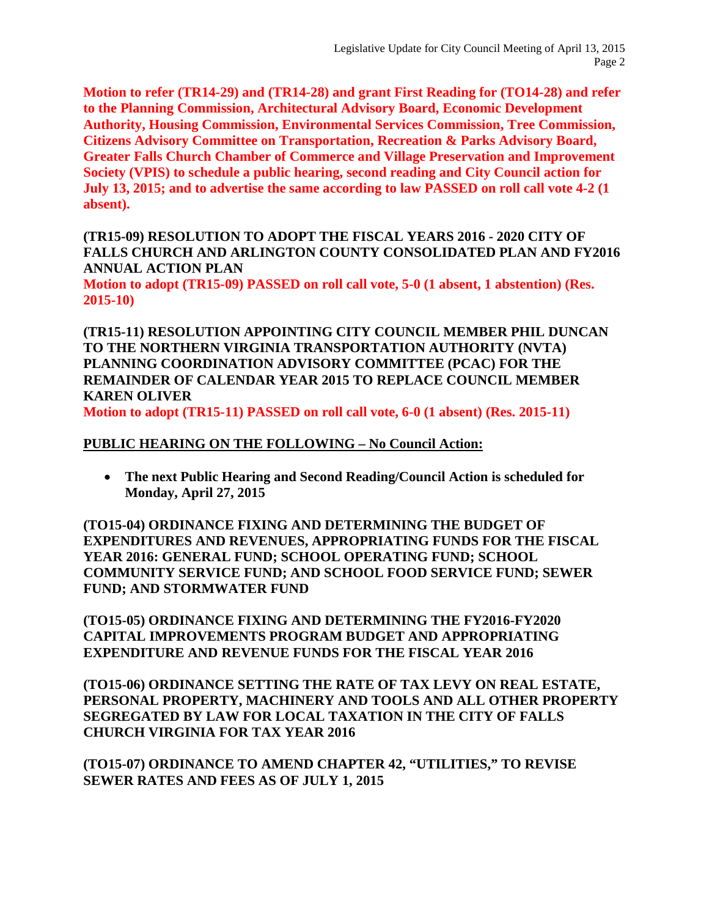**Motion to refer (TR14-29) and (TR14-28) and grant First Reading for (TO14-28) and refer to the Planning Commission, Architectural Advisory Board, Economic Development Authority, Housing Commission, Environmental Services Commission, Tree Commission, Citizens Advisory Committee on Transportation, Recreation & Parks Advisory Board, Greater Falls Church Chamber of Commerce and Village Preservation and Improvement Society (VPIS) to schedule a public hearing, second reading and City Council action for July 13, 2015; and to advertise the same according to law PASSED on roll call vote 4-2 (1 absent).**

**(TR15-09) RESOLUTION TO ADOPT THE FISCAL YEARS 2016 - 2020 CITY OF FALLS CHURCH AND ARLINGTON COUNTY CONSOLIDATED PLAN AND FY2016 ANNUAL ACTION PLAN**

**Motion to adopt (TR15-09) PASSED on roll call vote, 5-0 (1 absent, 1 abstention) (Res. 2015-10)**

**(TR15-11) RESOLUTION APPOINTING CITY COUNCIL MEMBER PHIL DUNCAN TO THE NORTHERN VIRGINIA TRANSPORTATION AUTHORITY (NVTA) PLANNING COORDINATION ADVISORY COMMITTEE (PCAC) FOR THE REMAINDER OF CALENDAR YEAR 2015 TO REPLACE COUNCIL MEMBER KAREN OLIVER**

**Motion to adopt (TR15-11) PASSED on roll call vote, 6-0 (1 absent) (Res. 2015-11)**

**PUBLIC HEARING ON THE FOLLOWING – No Council Action:**

- **The next Public Hearing and Second Reading/Council Action is scheduled for Monday, April 27, 2015**

**(TO15-04) ORDINANCE FIXING AND DETERMINING THE BUDGET OF EXPENDITURES AND REVENUES, APPROPRIATING FUNDS FOR THE FISCAL YEAR 2016: GENERAL FUND; SCHOOL OPERATING FUND; SCHOOL COMMUNITY SERVICE FUND; AND SCHOOL FOOD SERVICE FUND; SEWER FUND; AND STORMWATER FUND**

**(TO15-05) ORDINANCE FIXING AND DETERMINING THE FY2016-FY2020 CAPITAL IMPROVEMENTS PROGRAM BUDGET AND APPROPRIATING EXPENDITURE AND REVENUE FUNDS FOR THE FISCAL YEAR 2016**

**(TO15-06) ORDINANCE SETTING THE RATE OF TAX LEVY ON REAL ESTATE, PERSONAL PROPERTY, MACHINERY AND TOOLS AND ALL OTHER PROPERTY SEGREGATED BY LAW FOR LOCAL TAXATION IN THE CITY OF FALLS CHURCH VIRGINIA FOR TAX YEAR 2016**

**(TO15-07) ORDINANCE TO AMEND CHAPTER 42, "UTILITIES," TO REVISE SEWER RATES AND FEES AS OF JULY 1, 2015**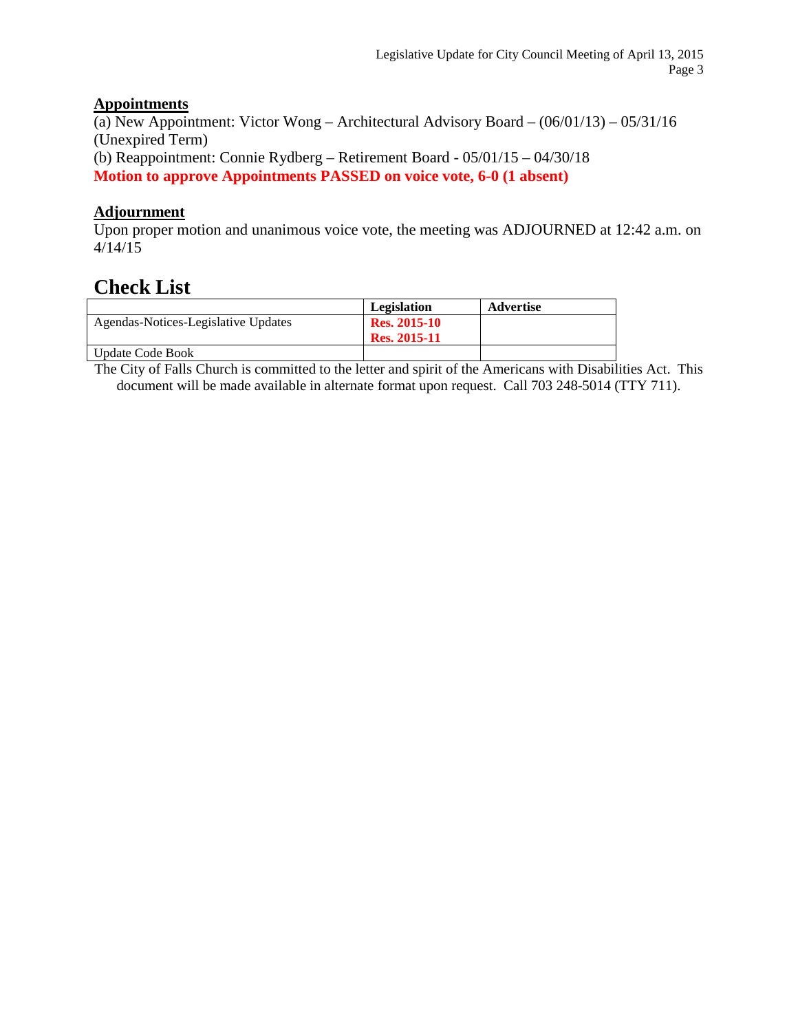## Appointments

(a) New Appointment: Victor Wong – Architectural Advisory Board – (06/01/13) – 05/31/16 (Unexpired Term)
(b) Reappointment: Connie Rydberg – Retirement Board - 05/01/15 – 04/30/18
**Motion to approve Appointments PASSED on voice vote, 6-0 (1 absent)**

## Adjournment

Upon proper motion and unanimous voice vote, the meeting was ADJOURNED at 12:42 a.m. on 4/14/15

# Check List

| | Legislation | Advertise |
|---|---|---|
| Agendas-Notices-Legislative Updates | **Res. 2015-10**<br>**Res. 2015-11** | |
| Update Code Book | | |

The City of Falls Church is committed to the letter and spirit of the Americans with Disabilities Act. This document will be made available in alternate format upon request. Call 703 248-5014 (TTY 711).